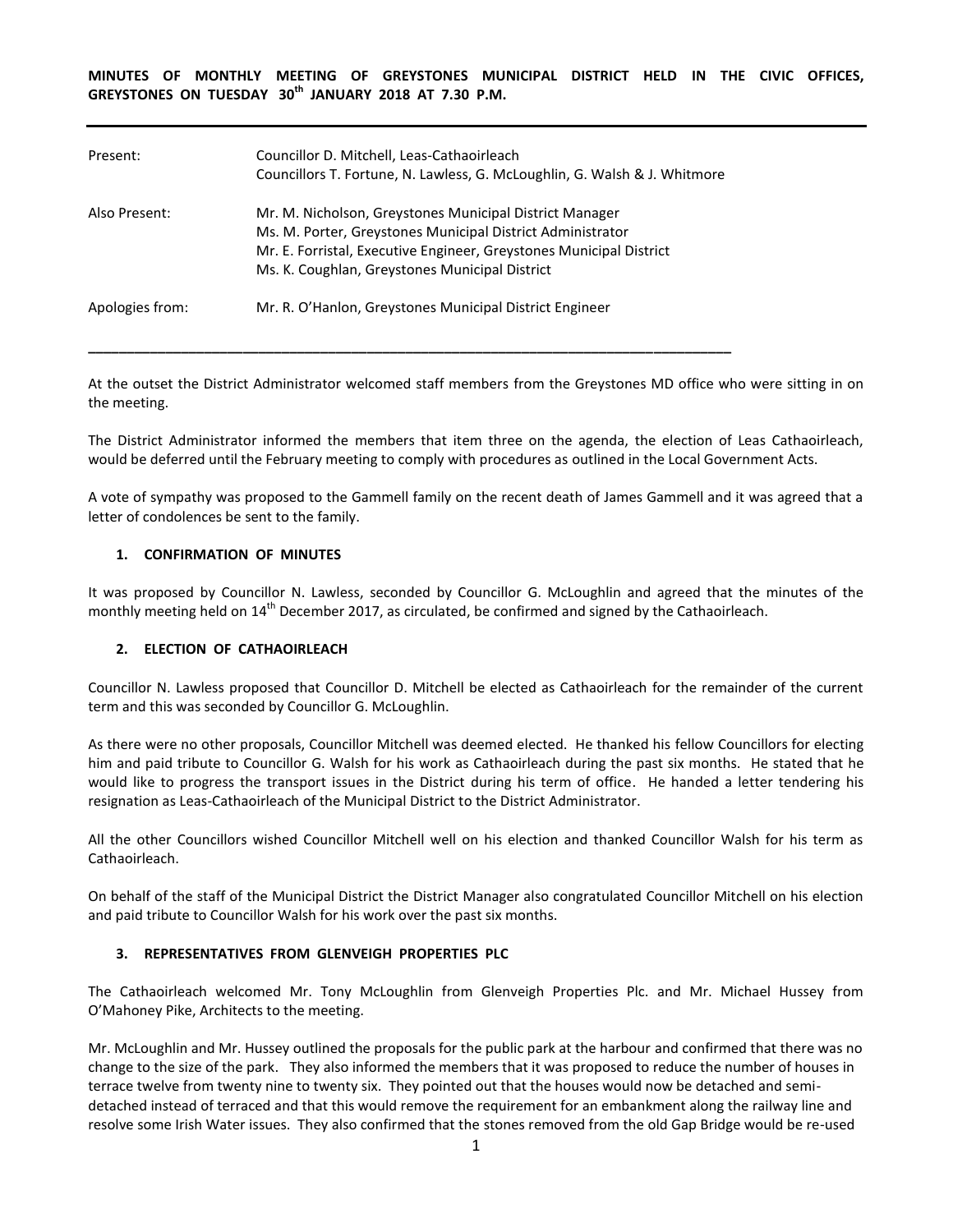**MINUTES OF MONTHLY MEETING OF GREYSTONES MUNICIPAL DISTRICT HELD IN THE CIVIC OFFICES, GREYSTONES ON TUESDAY 30th JANUARY 2018 AT 7.30 P.M.**

---

| | |
|---|---|
| Present: | Councillor D. Mitchell, Leas-Cathaoirleach<br>Councillors T. Fortune, N. Lawless, G. McLoughlin, G. Walsh & J. Whitmore |
| Also Present: | Mr. M. Nicholson, Greystones Municipal District Manager<br>Ms. M. Porter, Greystones Municipal District Administrator<br>Mr. E. Forristal, Executive Engineer, Greystones Municipal District<br>Ms. K. Coughlan, Greystones Municipal District |
| Apologies from: | Mr. R. O'Hanlon, Greystones Municipal District Engineer |

---

At the outset the District Administrator welcomed staff members from the Greystones MD office who were sitting in on the meeting.

The District Administrator informed the members that item three on the agenda, the election of Leas Cathaoirleach, would be deferred until the February meeting to comply with procedures as outlined in the Local Government Acts.

A vote of sympathy was proposed to the Gammell family on the recent death of James Gammell and it was agreed that a letter of condolences be sent to the family.

**1. CONFIRMATION OF MINUTES**

It was proposed by Councillor N. Lawless, seconded by Councillor G. McLoughlin and agreed that the minutes of the monthly meeting held on 14th December 2017, as circulated, be confirmed and signed by the Cathaoirleach.

**2. ELECTION OF CATHAOIRLEACH**

Councillor N. Lawless proposed that Councillor D. Mitchell be elected as Cathaoirleach for the remainder of the current term and this was seconded by Councillor G. McLoughlin.

As there were no other proposals, Councillor Mitchell was deemed elected. He thanked his fellow Councillors for electing him and paid tribute to Councillor G. Walsh for his work as Cathaoirleach during the past six months. He stated that he would like to progress the transport issues in the District during his term of office. He handed a letter tendering his resignation as Leas-Cathaoirleach of the Municipal District to the District Administrator.

All the other Councillors wished Councillor Mitchell well on his election and thanked Councillor Walsh for his term as Cathaoirleach.

On behalf of the staff of the Municipal District the District Manager also congratulated Councillor Mitchell on his election and paid tribute to Councillor Walsh for his work over the past six months.

**3. REPRESENTATIVES FROM GLENVEIGH PROPERTIES PLC**

The Cathaoirleach welcomed Mr. Tony McLoughlin from Glenveigh Properties Plc. and Mr. Michael Hussey from O'Mahoney Pike, Architects to the meeting.

Mr. McLoughlin and Mr. Hussey outlined the proposals for the public park at the harbour and confirmed that there was no change to the size of the park. They also informed the members that it was proposed to reduce the number of houses in terrace twelve from twenty nine to twenty six. They pointed out that the houses would now be detached and semi-detached instead of terraced and that this would remove the requirement for an embankment along the railway line and resolve some Irish Water issues. They also confirmed that the stones removed from the old Gap Bridge would be re-used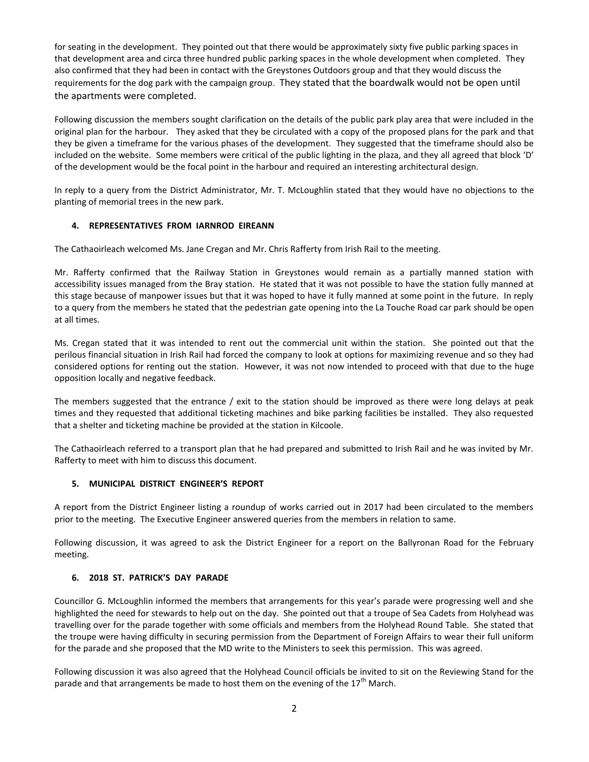for seating in the development. They pointed out that there would be approximately sixty five public parking spaces in that development area and circa three hundred public parking spaces in the whole development when completed. They also confirmed that they had been in contact with the Greystones Outdoors group and that they would discuss the requirements for the dog park with the campaign group. They stated that the boardwalk would not be open until the apartments were completed.

Following discussion the members sought clarification on the details of the public park play area that were included in the original plan for the harbour. They asked that they be circulated with a copy of the proposed plans for the park and that they be given a timeframe for the various phases of the development. They suggested that the timeframe should also be included on the website. Some members were critical of the public lighting in the plaza, and they all agreed that block 'D' of the development would be the focal point in the harbour and required an interesting architectural design.

In reply to a query from the District Administrator, Mr. T. McLoughlin stated that they would have no objections to the planting of memorial trees in the new park.

## 4. REPRESENTATIVES FROM IARNROD EIREANN

The Cathaoirleach welcomed Ms. Jane Cregan and Mr. Chris Rafferty from Irish Rail to the meeting.

Mr. Rafferty confirmed that the Railway Station in Greystones would remain as a partially manned station with accessibility issues managed from the Bray station. He stated that it was not possible to have the station fully manned at this stage because of manpower issues but that it was hoped to have it fully manned at some point in the future. In reply to a query from the members he stated that the pedestrian gate opening into the La Touche Road car park should be open at all times.

Ms. Cregan stated that it was intended to rent out the commercial unit within the station. She pointed out that the perilous financial situation in Irish Rail had forced the company to look at options for maximizing revenue and so they had considered options for renting out the station. However, it was not now intended to proceed with that due to the huge opposition locally and negative feedback.

The members suggested that the entrance / exit to the station should be improved as there were long delays at peak times and they requested that additional ticketing machines and bike parking facilities be installed. They also requested that a shelter and ticketing machine be provided at the station in Kilcoole.

The Cathaoirleach referred to a transport plan that he had prepared and submitted to Irish Rail and he was invited by Mr. Rafferty to meet with him to discuss this document.

## 5. MUNICIPAL DISTRICT ENGINEER'S REPORT

A report from the District Engineer listing a roundup of works carried out in 2017 had been circulated to the members prior to the meeting. The Executive Engineer answered queries from the members in relation to same.

Following discussion, it was agreed to ask the District Engineer for a report on the Ballyronan Road for the February meeting.

## 6. 2018 ST. PATRICK'S DAY PARADE

Councillor G. McLoughlin informed the members that arrangements for this year's parade were progressing well and she highlighted the need for stewards to help out on the day. She pointed out that a troupe of Sea Cadets from Holyhead was travelling over for the parade together with some officials and members from the Holyhead Round Table. She stated that the troupe were having difficulty in securing permission from the Department of Foreign Affairs to wear their full uniform for the parade and she proposed that the MD write to the Ministers to seek this permission. This was agreed.

Following discussion it was also agreed that the Holyhead Council officials be invited to sit on the Reviewing Stand for the parade and that arrangements be made to host them on the evening of the 17th March.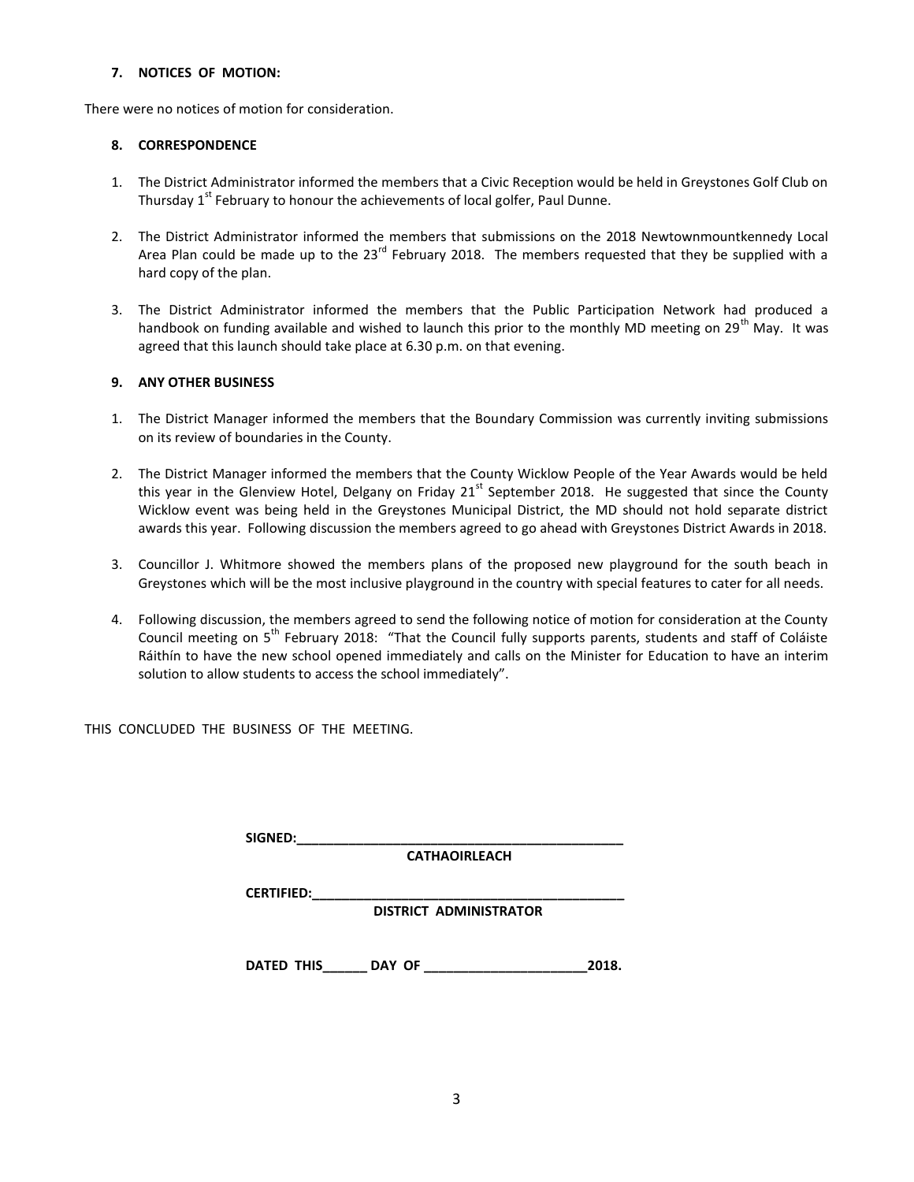### 7. NOTICES OF MOTION:

There were no notices of motion for consideration.

### 8. CORRESPONDENCE

1. The District Administrator informed the members that a Civic Reception would be held in Greystones Golf Club on Thursday 1st February to honour the achievements of local golfer, Paul Dunne.

2. The District Administrator informed the members that submissions on the 2018 Newtownmountkennedy Local Area Plan could be made up to the 23rd February 2018. The members requested that they be supplied with a hard copy of the plan.

3. The District Administrator informed the members that the Public Participation Network had produced a handbook on funding available and wished to launch this prior to the monthly MD meeting on 29th May. It was agreed that this launch should take place at 6.30 p.m. on that evening.

### 9. ANY OTHER BUSINESS

1. The District Manager informed the members that the Boundary Commission was currently inviting submissions on its review of boundaries in the County.

2. The District Manager informed the members that the County Wicklow People of the Year Awards would be held this year in the Glenview Hotel, Delgany on Friday 21st September 2018. He suggested that since the County Wicklow event was being held in the Greystones Municipal District, the MD should not hold separate district awards this year. Following discussion the members agreed to go ahead with Greystones District Awards in 2018.

3. Councillor J. Whitmore showed the members plans of the proposed new playground for the south beach in Greystones which will be the most inclusive playground in the country with special features to cater for all needs.

4. Following discussion, the members agreed to send the following notice of motion for consideration at the County Council meeting on 5th February 2018: "That the Council fully supports parents, students and staff of Coláiste Ráithín to have the new school opened immediately and calls on the Minister for Education to have an interim solution to allow students to access the school immediately".

THIS CONCLUDED THE BUSINESS OF THE MEETING.

**SIGNED:\_\_\_\_\_\_\_\_\_\_\_\_\_\_\_\_\_\_\_\_\_\_\_\_\_\_\_\_\_\_\_\_\_\_\_\_\_\_\_\_\_\_**
**CATHAOIRLEACH**

**CERTIFIED:\_\_\_\_\_\_\_\_\_\_\_\_\_\_\_\_\_\_\_\_\_\_\_\_\_\_\_\_\_\_\_\_\_\_\_\_\_\_\_\_**
**DISTRICT ADMINISTRATOR**

**DATED THIS\_\_\_\_\_\_ DAY OF \_\_\_\_\_\_\_\_\_\_\_\_\_\_\_\_\_\_\_\_\_\_2018.**